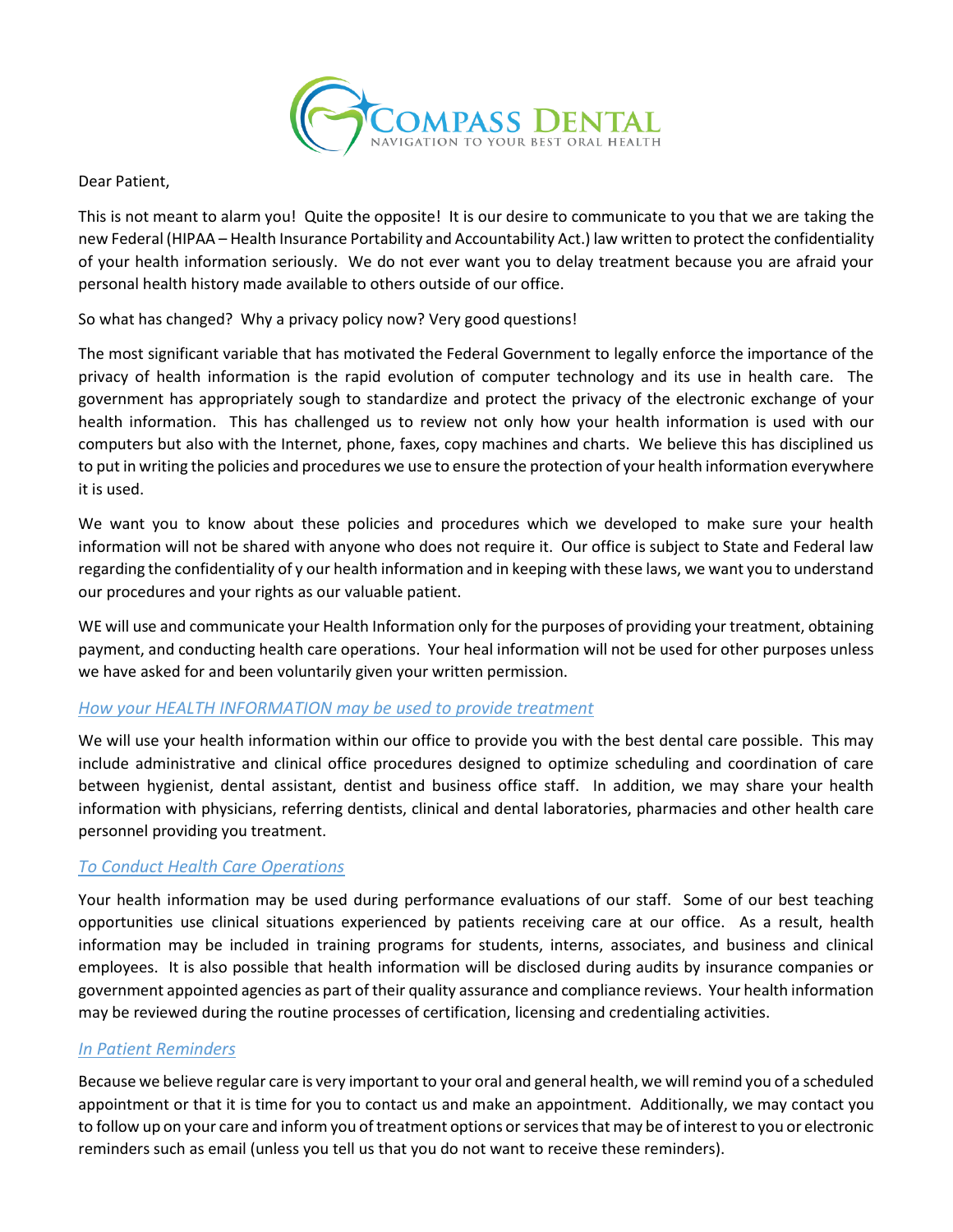COMPASS DENTAL
NAVIGATION TO YOUR BEST ORAL HEALTH

Dear Patient,

This is not meant to alarm you! Quite the opposite! It is our desire to communicate to you that we are taking the new Federal (HIPAA – Health Insurance Portability and Accountability Act.) law written to protect the confidentiality of your health information seriously. We do not ever want you to delay treatment because you are afraid your personal health history made available to others outside of our office.

So what has changed? Why a privacy policy now? Very good questions!

The most significant variable that has motivated the Federal Government to legally enforce the importance of the privacy of health information is the rapid evolution of computer technology and its use in health care. The government has appropriately sough to standardize and protect the privacy of the electronic exchange of your health information. This has challenged us to review not only how your health information is used with our computers but also with the Internet, phone, faxes, copy machines and charts. We believe this has disciplined us to put in writing the policies and procedures we use to ensure the protection of your health information everywhere it is used.

We want you to know about these policies and procedures which we developed to make sure your health information will not be shared with anyone who does not require it. Our office is subject to State and Federal law regarding the confidentiality of y our health information and in keeping with these laws, we want you to understand our procedures and your rights as our valuable patient.

WE will use and communicate your Health Information only for the purposes of providing your treatment, obtaining payment, and conducting health care operations. Your heal information will not be used for other purposes unless we have asked for and been voluntarily given your written permission.

### *How your HEALTH INFORMATION may be used to provide treatment*

We will use your health information within our office to provide you with the best dental care possible. This may include administrative and clinical office procedures designed to optimize scheduling and coordination of care between hygienist, dental assistant, dentist and business office staff. In addition, we may share your health information with physicians, referring dentists, clinical and dental laboratories, pharmacies and other health care personnel providing you treatment.

### *To Conduct Health Care Operations*

Your health information may be used during performance evaluations of our staff. Some of our best teaching opportunities use clinical situations experienced by patients receiving care at our office. As a result, health information may be included in training programs for students, interns, associates, and business and clinical employees. It is also possible that health information will be disclosed during audits by insurance companies or government appointed agencies as part of their quality assurance and compliance reviews. Your health information may be reviewed during the routine processes of certification, licensing and credentialing activities.

### *In Patient Reminders*

Because we believe regular care is very important to your oral and general health, we will remind you of a scheduled appointment or that it is time for you to contact us and make an appointment. Additionally, we may contact you to follow up on your care and inform you of treatment options or services that may be of interest to you or electronic reminders such as email (unless you tell us that you do not want to receive these reminders).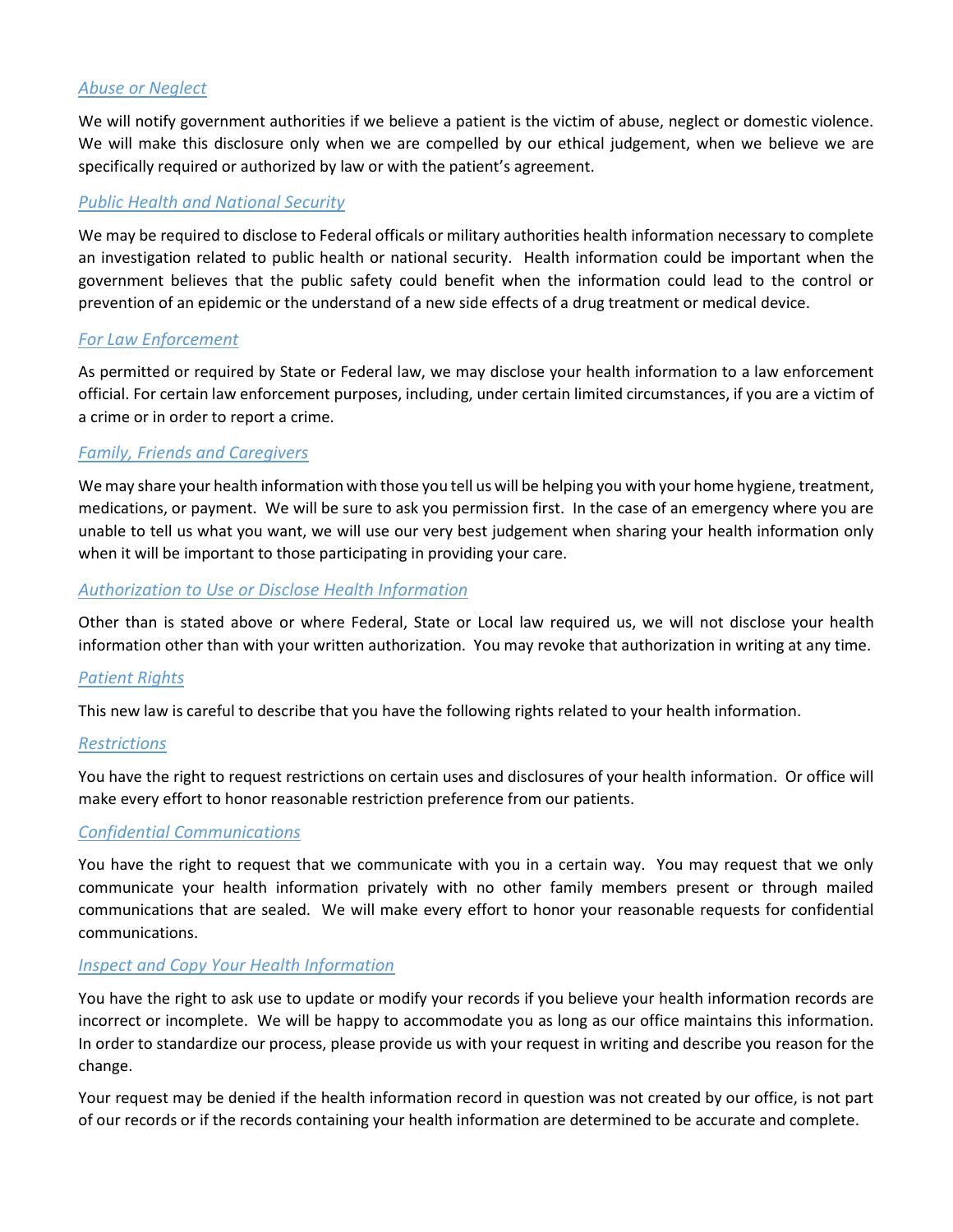### *Abuse or Neglect*

We will notify government authorities if we believe a patient is the victim of abuse, neglect or domestic violence. We will make this disclosure only when we are compelled by our ethical judgement, when we believe we are specifically required or authorized by law or with the patient's agreement.

### *Public Health and National Security*

We may be required to disclose to Federal officals or military authorities health information necessary to complete an investigation related to public health or national security. Health information could be important when the government believes that the public safety could benefit when the information could lead to the control or prevention of an epidemic or the understand of a new side effects of a drug treatment or medical device.

### *For Law Enforcement*

As permitted or required by State or Federal law, we may disclose your health information to a law enforcement official. For certain law enforcement purposes, including, under certain limited circumstances, if you are a victim of a crime or in order to report a crime.

### *Family, Friends and Caregivers*

We may share your health information with those you tell us will be helping you with your home hygiene, treatment, medications, or payment. We will be sure to ask you permission first. In the case of an emergency where you are unable to tell us what you want, we will use our very best judgement when sharing your health information only when it will be important to those participating in providing your care.

### *Authorization to Use or Disclose Health Information*

Other than is stated above or where Federal, State or Local law required us, we will not disclose your health information other than with your written authorization. You may revoke that authorization in writing at any time.

### *Patient Rights*

This new law is careful to describe that you have the following rights related to your health information.

### *Restrictions*

You have the right to request restrictions on certain uses and disclosures of your health information. Or office will make every effort to honor reasonable restriction preference from our patients.

### *Confidential Communications*

You have the right to request that we communicate with you in a certain way. You may request that we only communicate your health information privately with no other family members present or through mailed communications that are sealed. We will make every effort to honor your reasonable requests for confidential communications.

### *Inspect and Copy Your Health Information*

You have the right to ask use to update or modify your records if you believe your health information records are incorrect or incomplete. We will be happy to accommodate you as long as our office maintains this information. In order to standardize our process, please provide us with your request in writing and describe you reason for the change.

Your request may be denied if the health information record in question was not created by our office, is not part of our records or if the records containing your health information are determined to be accurate and complete.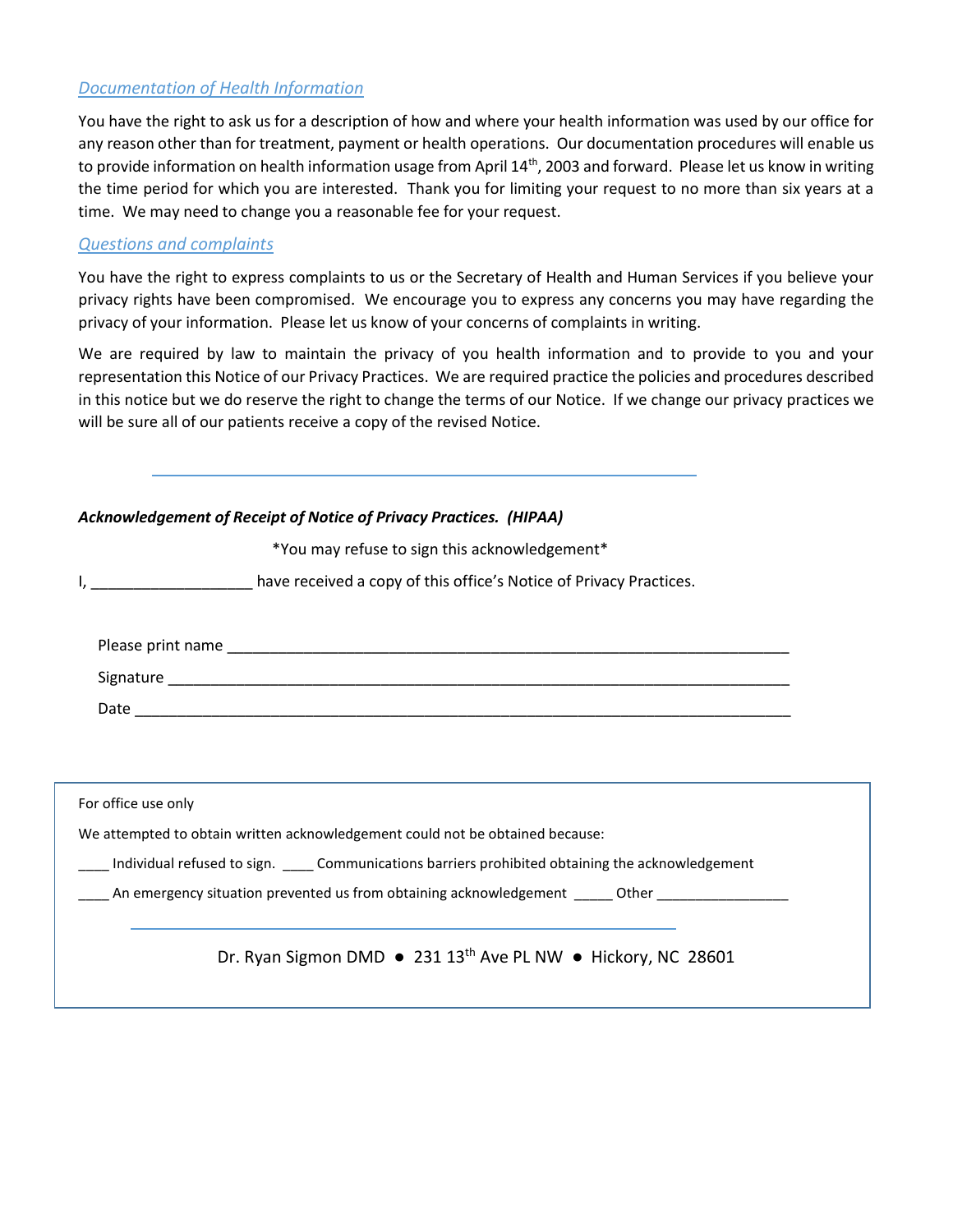*Documentation of Health Information*

You have the right to ask us for a description of how and where your health information was used by our office for any reason other than for treatment, payment or health operations. Our documentation procedures will enable us to provide information on health information usage from April 14th, 2003 and forward. Please let us know in writing the time period for which you are interested. Thank you for limiting your request to no more than six years at a time. We may need to change you a reasonable fee for your request.

*Questions and complaints*

You have the right to express complaints to us or the Secretary of Health and Human Services if you believe your privacy rights have been compromised. We encourage you to express any concerns you may have regarding the privacy of your information. Please let us know of your concerns of complaints in writing.

We are required by law to maintain the privacy of you health information and to provide to you and your representation this Notice of our Privacy Practices. We are required practice the policies and procedures described in this notice but we do reserve the right to change the terms of our Notice. If we change our privacy practices we will be sure all of our patients receive a copy of the revised Notice.

---

***Acknowledgement of Receipt of Notice of Privacy Practices. (HIPAA)***

\*You may refuse to sign this acknowledgement\*

I, ___________________ have received a copy of this office's Notice of Privacy Practices.

Please print name ___________________________________________________________________

Signature __________________________________________________________________________

Date _______________________________________________________________________________

For office use only

We attempted to obtain written acknowledgement could not be obtained because:

____ Individual refused to sign. ____ Communications barriers prohibited obtaining the acknowledgement

____ An emergency situation prevented us from obtaining acknowledgement _____ Other _________________

---

Dr. Ryan Sigmon DMD ● 231 13th Ave PL NW ● Hickory, NC 28601